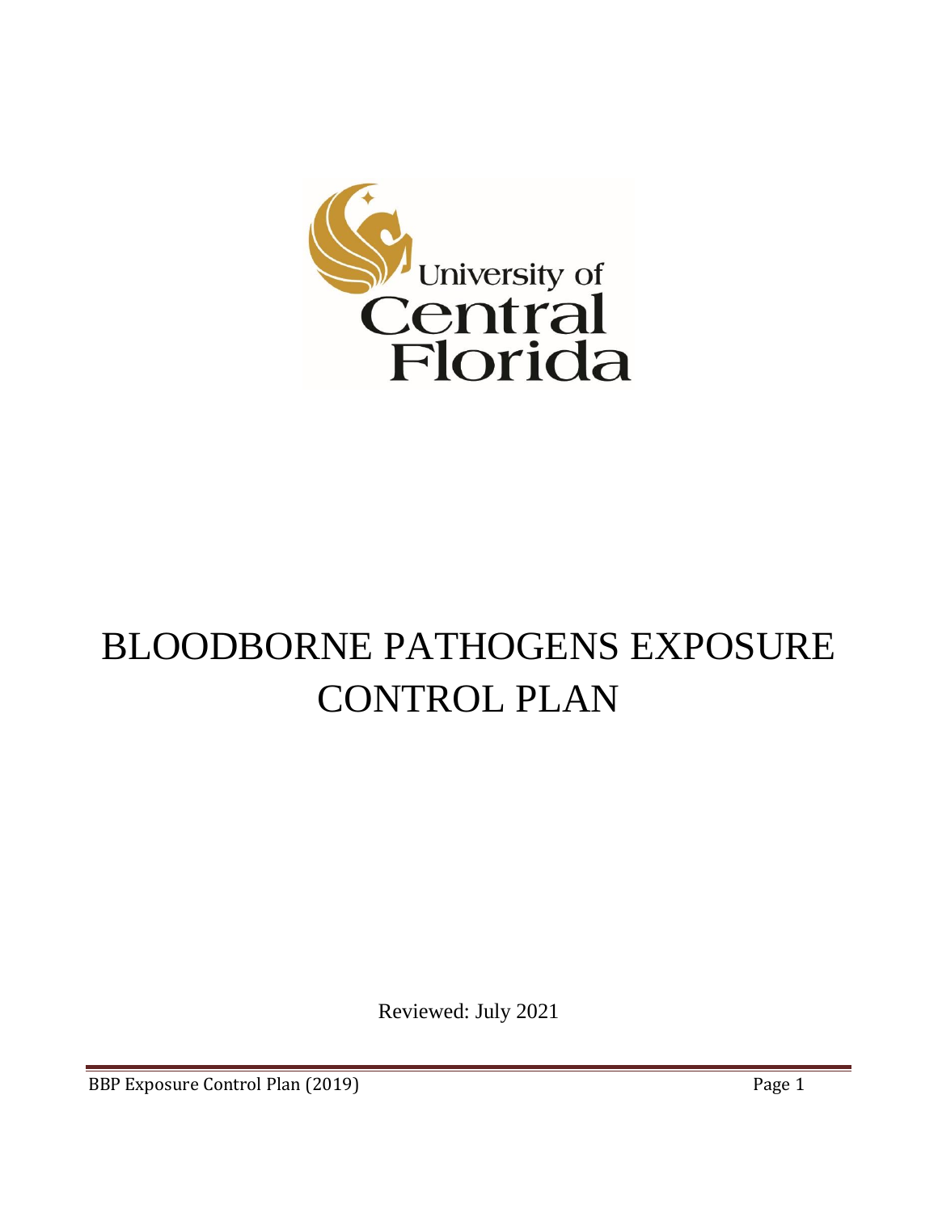University of Central Florida

# BLOODBORNE PATHOGENS EXPOSURE CONTROL PLAN

Reviewed: July 2021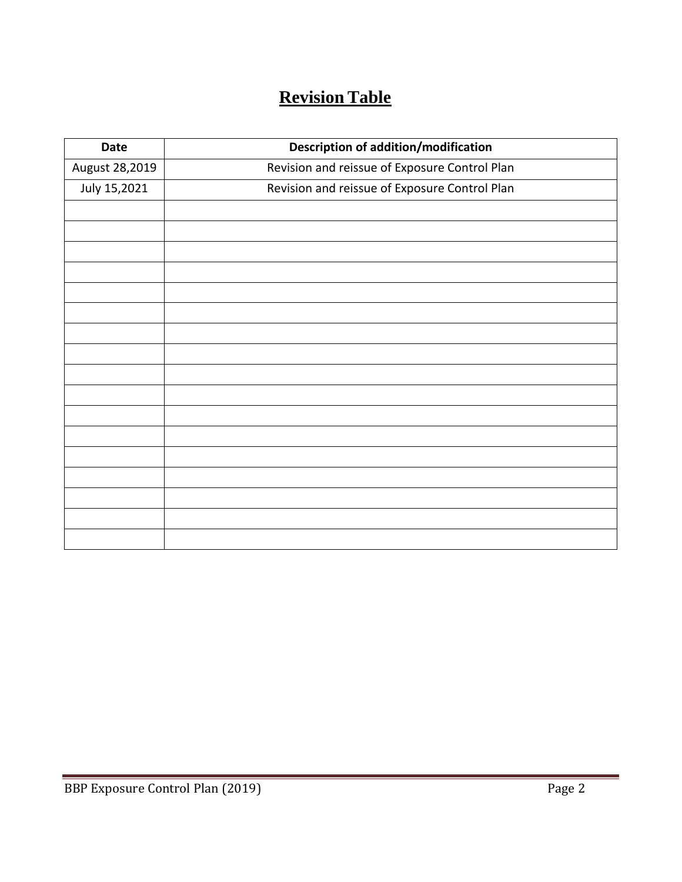# Revision Table

| Date | Description of addition/modification |
|---|---|
| August 28,2019 | Revision and reissue of Exposure Control Plan |
| July 15,2021 | Revision and reissue of Exposure Control Plan |
| | |
| | |
| | |
| | |
| | |
| | |
| | |
| | |
| | |
| | |
| | |
| | |
| | |
| | |
| | |
| | |
| | |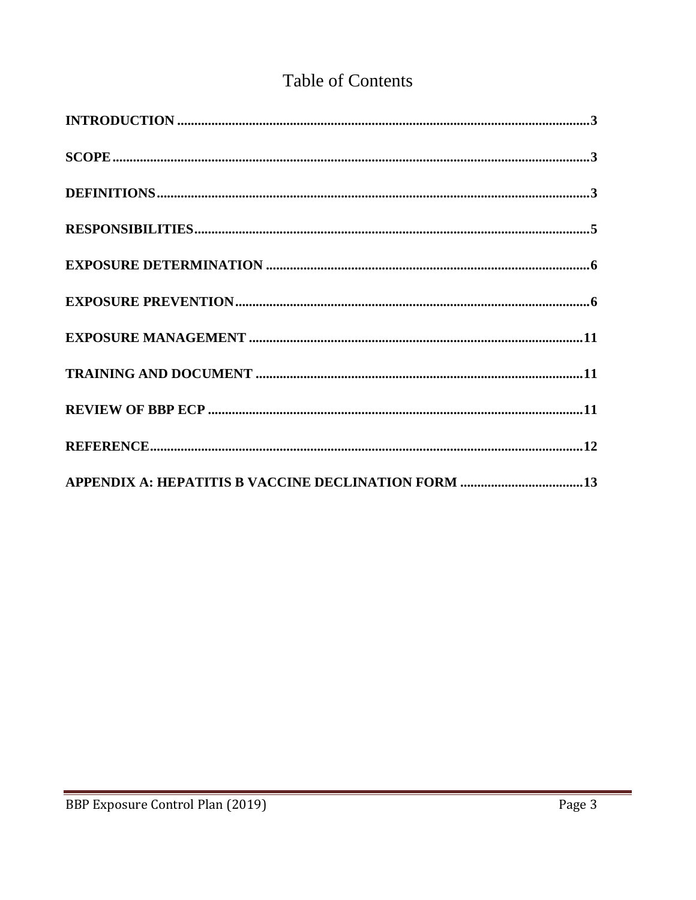# Table of Contents

**INTRODUCTION** ........................................................................................................ **3**

**SCOPE** .......................................................................................................................... **3**

**DEFINITIONS** ............................................................................................................. **3**

**RESPONSIBILITIES** .................................................................................................. **5**

**EXPOSURE DETERMINATION** ............................................................................. **6**

**EXPOSURE PREVENTION** ...................................................................................... **6**

**EXPOSURE MANAGEMENT** ................................................................................. **11**

**TRAINING AND DOCUMENT** ............................................................................... **11**

**REVIEW OF BBP ECP** ............................................................................................ **11**

**REFERENCE** ............................................................................................................. **12**

**APPENDIX A: HEPATITIS B VACCINE DECLINATION FORM** ....................................... **13**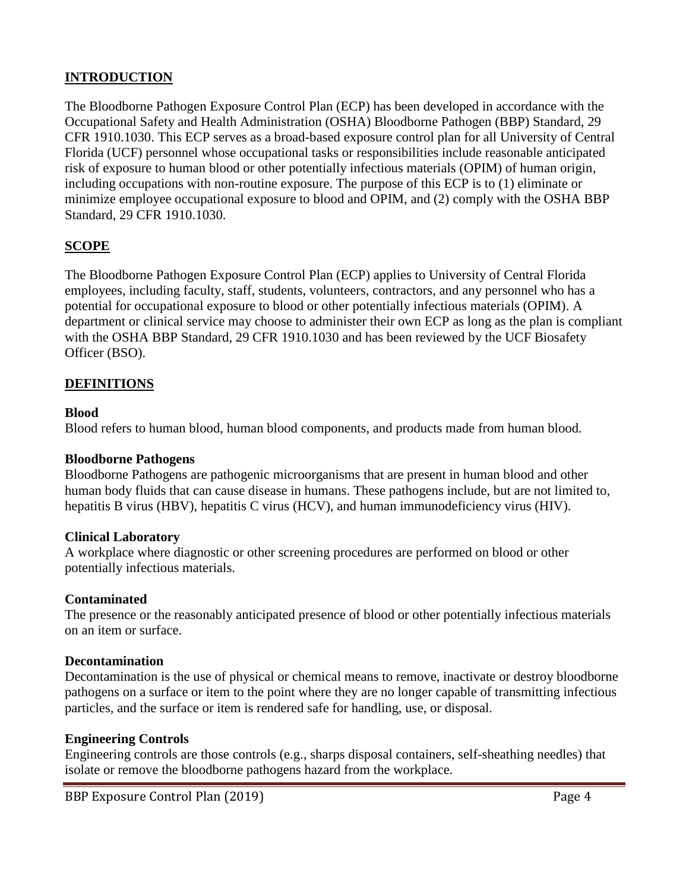## INTRODUCTION

The Bloodborne Pathogen Exposure Control Plan (ECP) has been developed in accordance with the Occupational Safety and Health Administration (OSHA) Bloodborne Pathogen (BBP) Standard, 29 CFR 1910.1030. This ECP serves as a broad-based exposure control plan for all University of Central Florida (UCF) personnel whose occupational tasks or responsibilities include reasonable anticipated risk of exposure to human blood or other potentially infectious materials (OPIM) of human origin, including occupations with non-routine exposure. The purpose of this ECP is to (1) eliminate or minimize employee occupational exposure to blood and OPIM, and (2) comply with the OSHA BBP Standard, 29 CFR 1910.1030.

## SCOPE

The Bloodborne Pathogen Exposure Control Plan (ECP) applies to University of Central Florida employees, including faculty, staff, students, volunteers, contractors, and any personnel who has a potential for occupational exposure to blood or other potentially infectious materials (OPIM). A department or clinical service may choose to administer their own ECP as long as the plan is compliant with the OSHA BBP Standard, 29 CFR 1910.1030 and has been reviewed by the UCF Biosafety Officer (BSO).

## DEFINITIONS

**Blood**
Blood refers to human blood, human blood components, and products made from human blood.

**Bloodborne Pathogens**
Bloodborne Pathogens are pathogenic microorganisms that are present in human blood and other human body fluids that can cause disease in humans. These pathogens include, but are not limited to, hepatitis B virus (HBV), hepatitis C virus (HCV), and human immunodeficiency virus (HIV).

**Clinical Laboratory**
A workplace where diagnostic or other screening procedures are performed on blood or other potentially infectious materials.

**Contaminated**
The presence or the reasonably anticipated presence of blood or other potentially infectious materials on an item or surface.

**Decontamination**
Decontamination is the use of physical or chemical means to remove, inactivate or destroy bloodborne pathogens on a surface or item to the point where they are no longer capable of transmitting infectious particles, and the surface or item is rendered safe for handling, use, or disposal.

**Engineering Controls**
Engineering controls are those controls (e.g., sharps disposal containers, self-sheathing needles) that isolate or remove the bloodborne pathogens hazard from the workplace.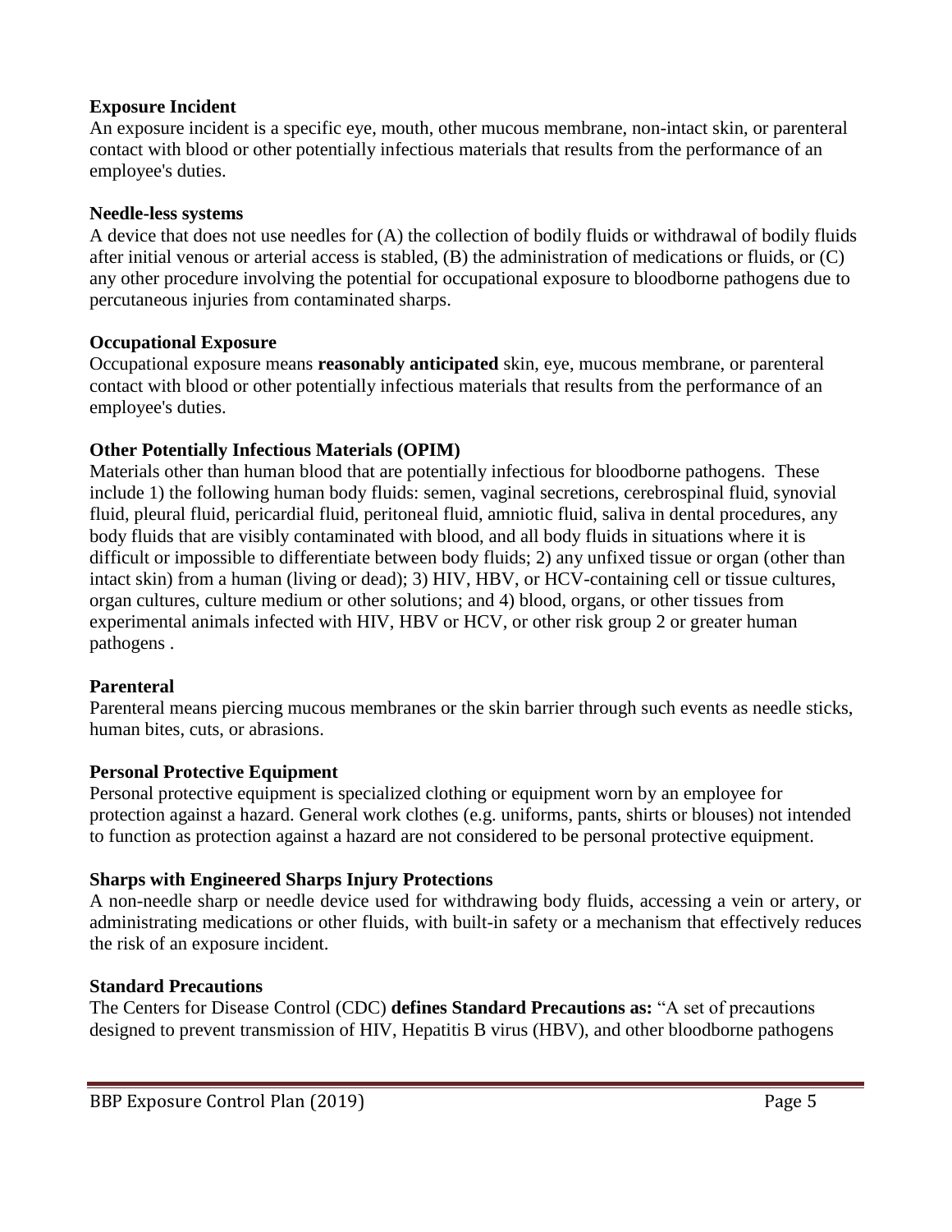**Exposure Incident**

An exposure incident is a specific eye, mouth, other mucous membrane, non-intact skin, or parenteral contact with blood or other potentially infectious materials that results from the performance of an employee's duties.

**Needle-less systems**

A device that does not use needles for (A) the collection of bodily fluids or withdrawal of bodily fluids after initial venous or arterial access is stabled, (B) the administration of medications or fluids, or (C) any other procedure involving the potential for occupational exposure to bloodborne pathogens due to percutaneous injuries from contaminated sharps.

**Occupational Exposure**

Occupational exposure means **reasonably anticipated** skin, eye, mucous membrane, or parenteral contact with blood or other potentially infectious materials that results from the performance of an employee's duties.

**Other Potentially Infectious Materials (OPIM)**

Materials other than human blood that are potentially infectious for bloodborne pathogens. These include 1) the following human body fluids: semen, vaginal secretions, cerebrospinal fluid, synovial fluid, pleural fluid, pericardial fluid, peritoneal fluid, amniotic fluid, saliva in dental procedures, any body fluids that are visibly contaminated with blood, and all body fluids in situations where it is difficult or impossible to differentiate between body fluids; 2) any unfixed tissue or organ (other than intact skin) from a human (living or dead); 3) HIV, HBV, or HCV-containing cell or tissue cultures, organ cultures, culture medium or other solutions; and 4) blood, organs, or other tissues from experimental animals infected with HIV, HBV or HCV, or other risk group 2 or greater human pathogens .

**Parenteral**

Parenteral means piercing mucous membranes or the skin barrier through such events as needle sticks, human bites, cuts, or abrasions.

**Personal Protective Equipment**

Personal protective equipment is specialized clothing or equipment worn by an employee for protection against a hazard. General work clothes (e.g. uniforms, pants, shirts or blouses) not intended to function as protection against a hazard are not considered to be personal protective equipment.

**Sharps with Engineered Sharps Injury Protections**

A non-needle sharp or needle device used for withdrawing body fluids, accessing a vein or artery, or administrating medications or other fluids, with built-in safety or a mechanism that effectively reduces the risk of an exposure incident.

**Standard Precautions**

The Centers for Disease Control (CDC) **defines Standard Precautions as:** "A set of precautions designed to prevent transmission of HIV, Hepatitis B virus (HBV), and other bloodborne pathogens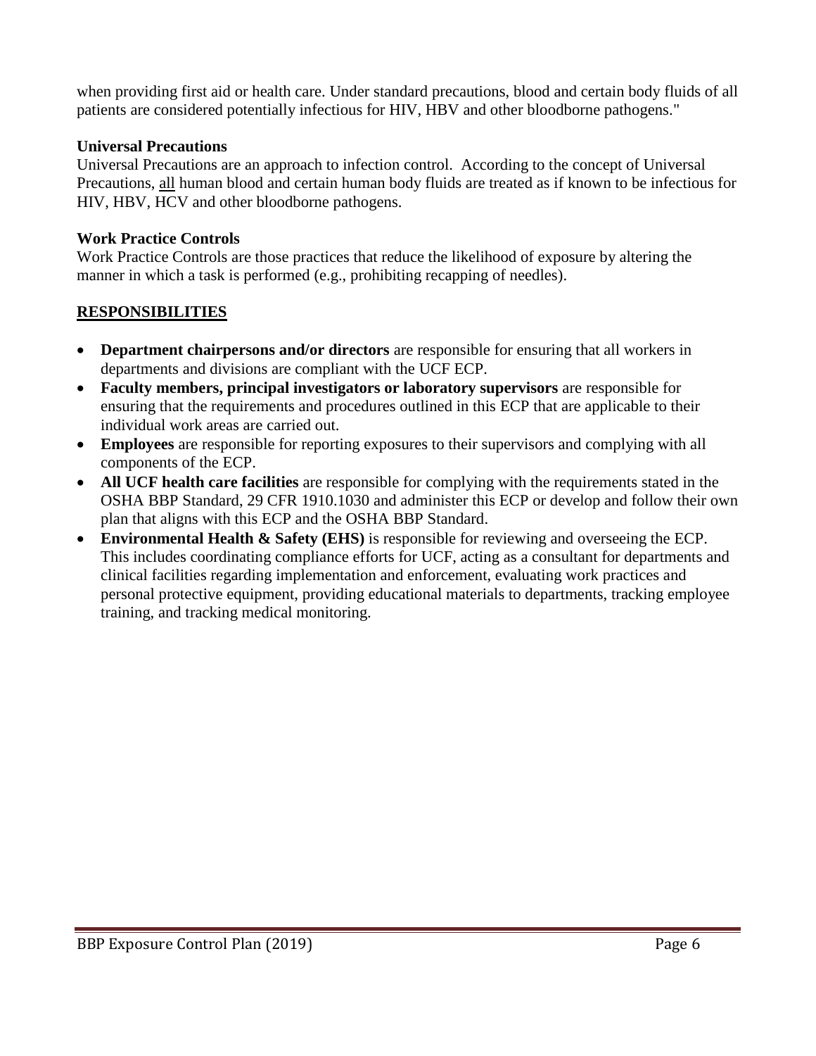when providing first aid or health care. Under standard precautions, blood and certain body fluids of all patients are considered potentially infectious for HIV, HBV and other bloodborne pathogens."

**Universal Precautions**

Universal Precautions are an approach to infection control. According to the concept of Universal Precautions, <u>all</u> human blood and certain human body fluids are treated as if known to be infectious for HIV, HBV, HCV and other bloodborne pathogens.

**Work Practice Controls**

Work Practice Controls are those practices that reduce the likelihood of exposure by altering the manner in which a task is performed (e.g., prohibiting recapping of needles).

## RESPONSIBILITIES

- **Department chairpersons and/or directors** are responsible for ensuring that all workers in departments and divisions are compliant with the UCF ECP.
- **Faculty members, principal investigators or laboratory supervisors** are responsible for ensuring that the requirements and procedures outlined in this ECP that are applicable to their individual work areas are carried out.
- **Employees** are responsible for reporting exposures to their supervisors and complying with all components of the ECP.
- **All UCF health care facilities** are responsible for complying with the requirements stated in the OSHA BBP Standard, 29 CFR 1910.1030 and administer this ECP or develop and follow their own plan that aligns with this ECP and the OSHA BBP Standard.
- **Environmental Health & Safety (EHS)** is responsible for reviewing and overseeing the ECP. This includes coordinating compliance efforts for UCF, acting as a consultant for departments and clinical facilities regarding implementation and enforcement, evaluating work practices and personal protective equipment, providing educational materials to departments, tracking employee training, and tracking medical monitoring.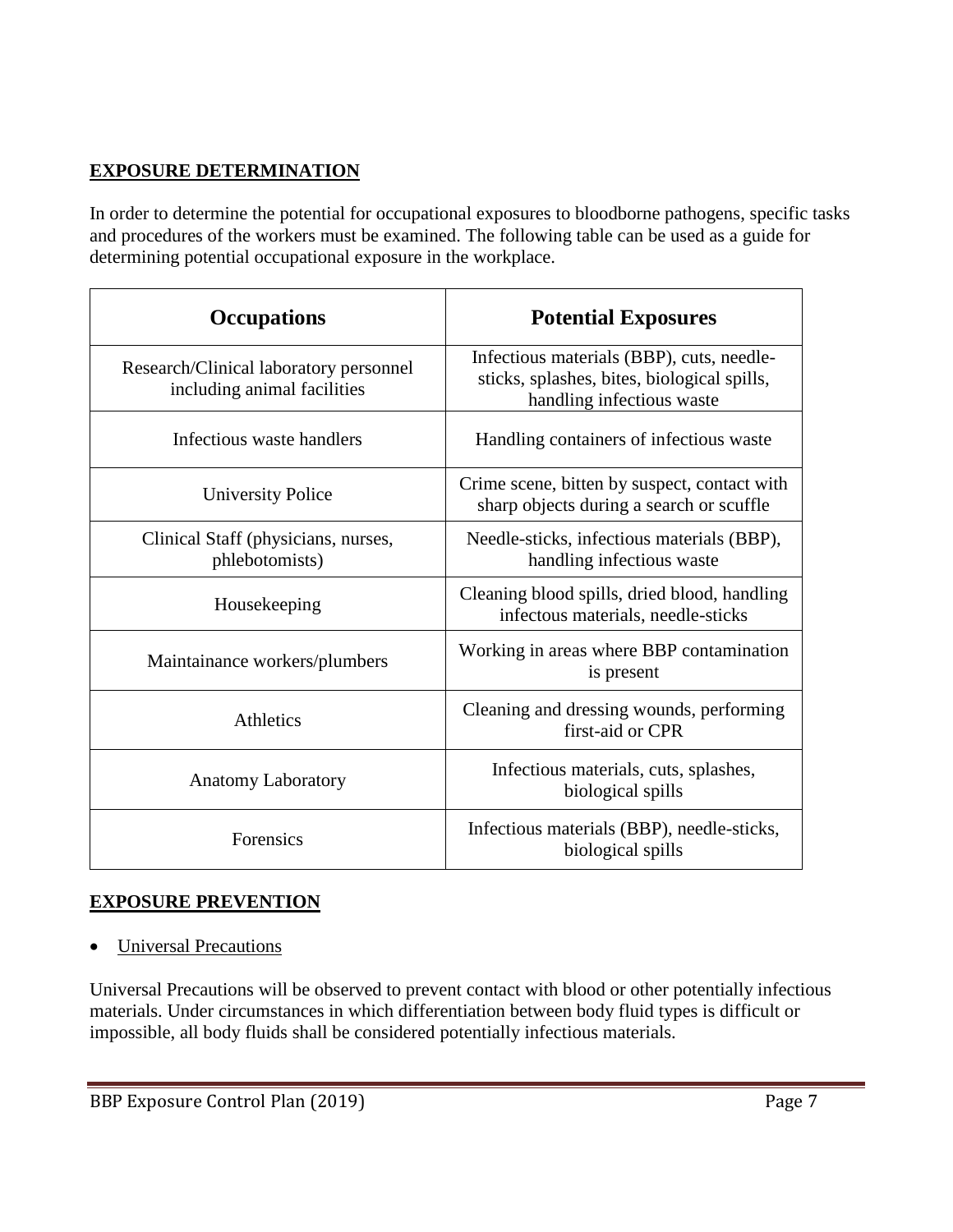## EXPOSURE DETERMINATION

In order to determine the potential for occupational exposures to bloodborne pathogens, specific tasks and procedures of the workers must be examined. The following table can be used as a guide for determining potential occupational exposure in the workplace.

| Occupations | Potential Exposures |
|---|---|
| Research/Clinical laboratory personnel including animal facilities | Infectious materials (BBP), cuts, needle-sticks, splashes, bites, biological spills, handling infectious waste |
| Infectious waste handlers | Handling containers of infectious waste |
| University Police | Crime scene, bitten by suspect, contact with sharp objects during a search or scuffle |
| Clinical Staff (physicians, nurses, phlebotomists) | Needle-sticks, infectious materials (BBP), handling infectious waste |
| Housekeeping | Cleaning blood spills, dried blood, handling infectous materials, needle-sticks |
| Maintainance workers/plumbers | Working in areas where BBP contamination is present |
| Athletics | Cleaning and dressing wounds, performing first-aid or CPR |
| Anatomy Laboratory | Infectious materials, cuts, splashes, biological spills |
| Forensics | Infectious materials (BBP), needle-sticks, biological spills |

## EXPOSURE PREVENTION

- Universal Precautions

Universal Precautions will be observed to prevent contact with blood or other potentially infectious materials. Under circumstances in which differentiation between body fluid types is difficult or impossible, all body fluids shall be considered potentially infectious materials.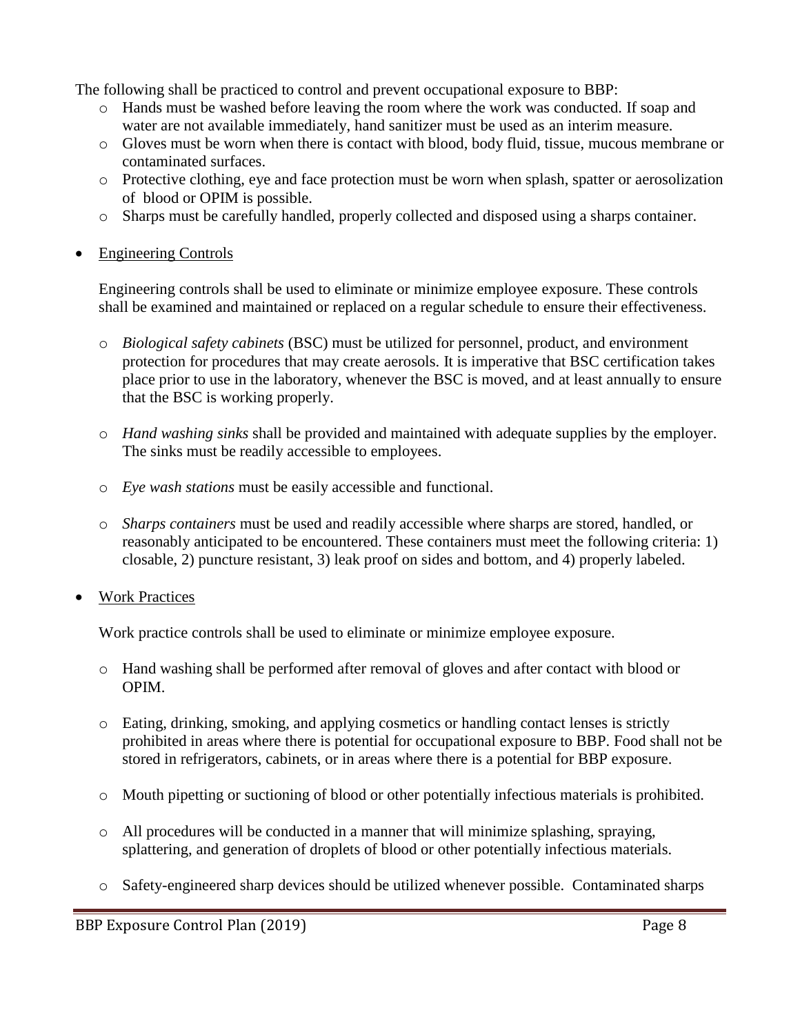The following shall be practiced to control and prevent occupational exposure to BBP:

- Hands must be washed before leaving the room where the work was conducted. If soap and water are not available immediately, hand sanitizer must be used as an interim measure.
- Gloves must be worn when there is contact with blood, body fluid, tissue, mucous membrane or contaminated surfaces.
- Protective clothing, eye and face protection must be worn when splash, spatter or aerosolization of blood or OPIM is possible.
- Sharps must be carefully handled, properly collected and disposed using a sharps container.

- <u>Engineering Controls</u>

  Engineering controls shall be used to eliminate or minimize employee exposure. These controls shall be examined and maintained or replaced on a regular schedule to ensure their effectiveness.

  - *Biological safety cabinets* (BSC) must be utilized for personnel, product, and environment protection for procedures that may create aerosols. It is imperative that BSC certification takes place prior to use in the laboratory, whenever the BSC is moved, and at least annually to ensure that the BSC is working properly.

  - *Hand washing sinks* shall be provided and maintained with adequate supplies by the employer. The sinks must be readily accessible to employees.

  - *Eye wash stations* must be easily accessible and functional.

  - *Sharps containers* must be used and readily accessible where sharps are stored, handled, or reasonably anticipated to be encountered. These containers must meet the following criteria: 1) closable, 2) puncture resistant, 3) leak proof on sides and bottom, and 4) properly labeled.

- <u>Work Practices</u>

  Work practice controls shall be used to eliminate or minimize employee exposure.

  - Hand washing shall be performed after removal of gloves and after contact with blood or OPIM.

  - Eating, drinking, smoking, and applying cosmetics or handling contact lenses is strictly prohibited in areas where there is potential for occupational exposure to BBP. Food shall not be stored in refrigerators, cabinets, or in areas where there is a potential for BBP exposure.

  - Mouth pipetting or suctioning of blood or other potentially infectious materials is prohibited.

  - All procedures will be conducted in a manner that will minimize splashing, spraying, splattering, and generation of droplets of blood or other potentially infectious materials.

  - Safety-engineered sharp devices should be utilized whenever possible. Contaminated sharps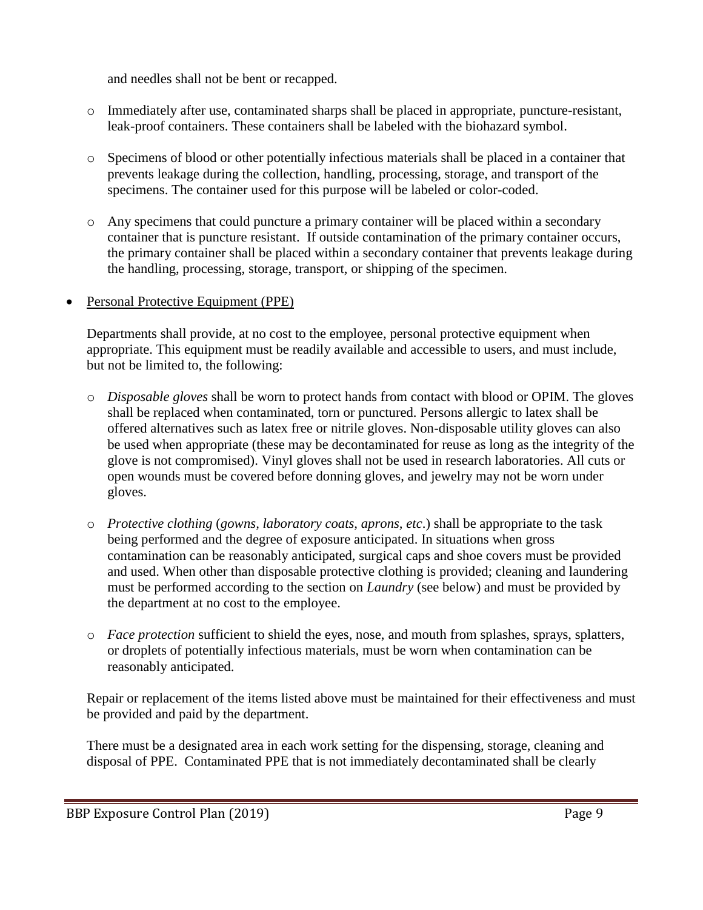and needles shall not be bent or recapped.

- Immediately after use, contaminated sharps shall be placed in appropriate, puncture-resistant, leak-proof containers. These containers shall be labeled with the biohazard symbol.

- Specimens of blood or other potentially infectious materials shall be placed in a container that prevents leakage during the collection, handling, processing, storage, and transport of the specimens. The container used for this purpose will be labeled or color-coded.

- Any specimens that could puncture a primary container will be placed within a secondary container that is puncture resistant. If outside contamination of the primary container occurs, the primary container shall be placed within a secondary container that prevents leakage during the handling, processing, storage, transport, or shipping of the specimen.

- Personal Protective Equipment (PPE)

  Departments shall provide, at no cost to the employee, personal protective equipment when appropriate. This equipment must be readily available and accessible to users, and must include, but not be limited to, the following:

  - *Disposable gloves* shall be worn to protect hands from contact with blood or OPIM. The gloves shall be replaced when contaminated, torn or punctured. Persons allergic to latex shall be offered alternatives such as latex free or nitrile gloves. Non-disposable utility gloves can also be used when appropriate (these may be decontaminated for reuse as long as the integrity of the glove is not compromised). Vinyl gloves shall not be used in research laboratories. All cuts or open wounds must be covered before donning gloves, and jewelry may not be worn under gloves.

  - *Protective clothing* (*gowns, laboratory coats, aprons, etc*.) shall be appropriate to the task being performed and the degree of exposure anticipated. In situations when gross contamination can be reasonably anticipated, surgical caps and shoe covers must be provided and used. When other than disposable protective clothing is provided; cleaning and laundering must be performed according to the section on *Laundry* (see below) and must be provided by the department at no cost to the employee.

  - *Face protection* sufficient to shield the eyes, nose, and mouth from splashes, sprays, splatters, or droplets of potentially infectious materials, must be worn when contamination can be reasonably anticipated.

  Repair or replacement of the items listed above must be maintained for their effectiveness and must be provided and paid by the department.

  There must be a designated area in each work setting for the dispensing, storage, cleaning and disposal of PPE. Contaminated PPE that is not immediately decontaminated shall be clearly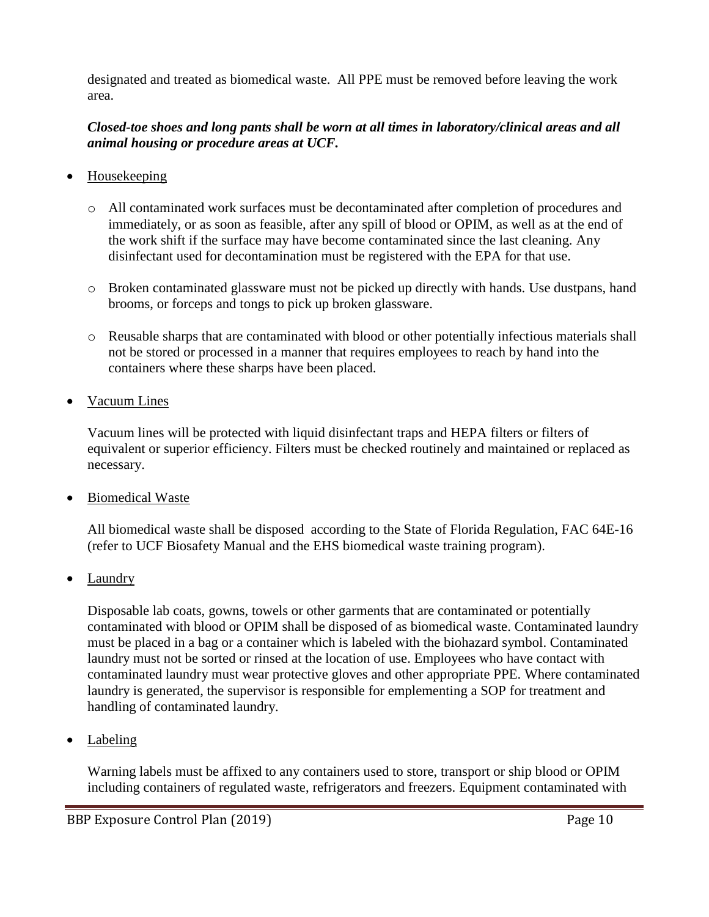designated and treated as biomedical waste. All PPE must be removed before leaving the work area.

***Closed-toe shoes and long pants shall be worn at all times in laboratory/clinical areas and all animal housing or procedure areas at UCF.***

- <u>Housekeeping</u>

  - All contaminated work surfaces must be decontaminated after completion of procedures and immediately, or as soon as feasible, after any spill of blood or OPIM, as well as at the end of the work shift if the surface may have become contaminated since the last cleaning. Any disinfectant used for decontamination must be registered with the EPA for that use.

  - Broken contaminated glassware must not be picked up directly with hands. Use dustpans, hand brooms, or forceps and tongs to pick up broken glassware.

  - Reusable sharps that are contaminated with blood or other potentially infectious materials shall not be stored or processed in a manner that requires employees to reach by hand into the containers where these sharps have been placed.

- <u>Vacuum Lines</u>

  Vacuum lines will be protected with liquid disinfectant traps and HEPA filters or filters of equivalent or superior efficiency. Filters must be checked routinely and maintained or replaced as necessary.

- <u>Biomedical Waste</u>

  All biomedical waste shall be disposed according to the State of Florida Regulation, FAC 64E-16 (refer to UCF Biosafety Manual and the EHS biomedical waste training program).

- <u>Laundry</u>

  Disposable lab coats, gowns, towels or other garments that are contaminated or potentially contaminated with blood or OPIM shall be disposed of as biomedical waste. Contaminated laundry must be placed in a bag or a container which is labeled with the biohazard symbol. Contaminated laundry must not be sorted or rinsed at the location of use. Employees who have contact with contaminated laundry must wear protective gloves and other appropriate PPE. Where contaminated laundry is generated, the supervisor is responsible for emplementing a SOP for treatment and handling of contaminated laundry.

- <u>Labeling</u>

  Warning labels must be affixed to any containers used to store, transport or ship blood or OPIM including containers of regulated waste, refrigerators and freezers. Equipment contaminated with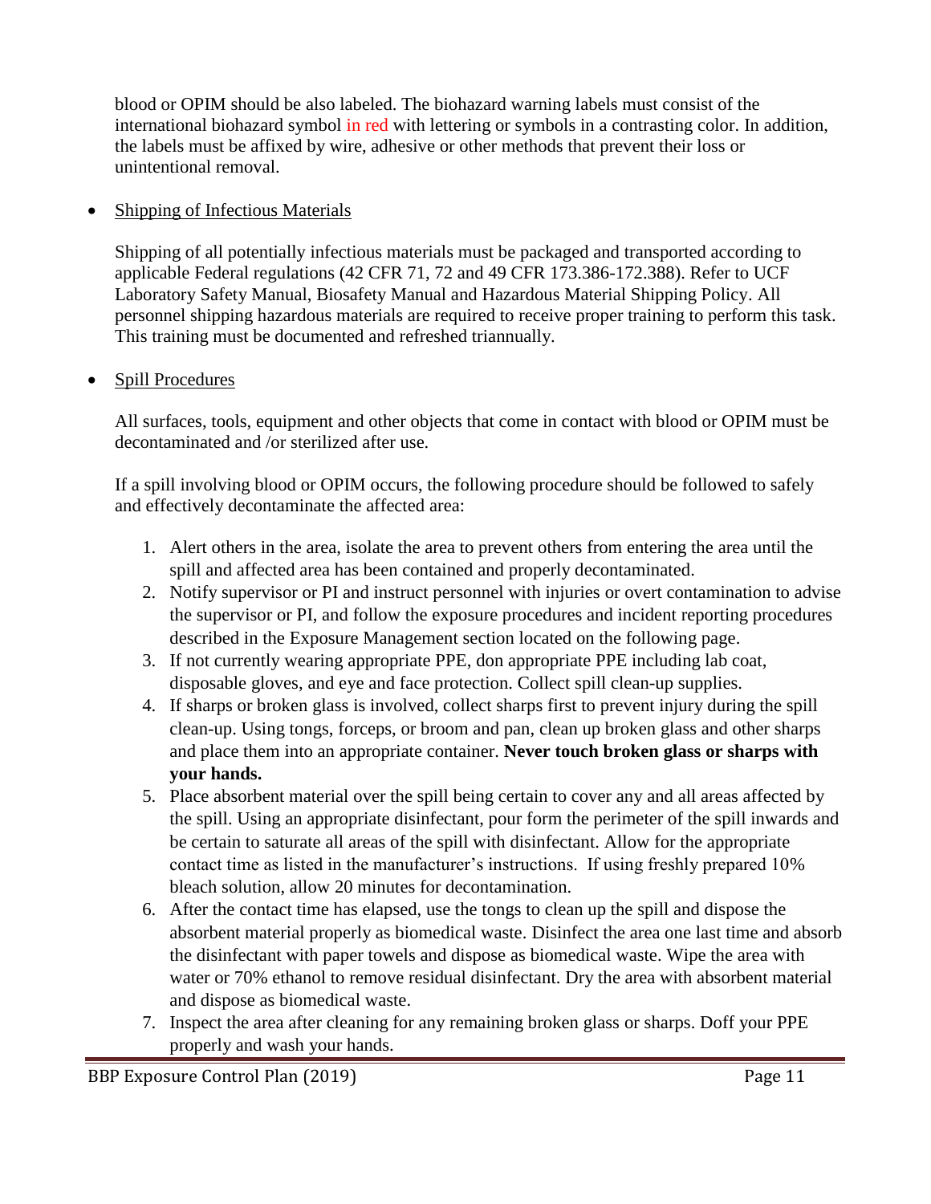blood or OPIM should be also labeled. The biohazard warning labels must consist of the international biohazard symbol in red with lettering or symbols in a contrasting color. In addition, the labels must be affixed by wire, adhesive or other methods that prevent their loss or unintentional removal.

- <u>Shipping of Infectious Materials</u>

  Shipping of all potentially infectious materials must be packaged and transported according to applicable Federal regulations (42 CFR 71, 72 and 49 CFR 173.386-172.388). Refer to UCF Laboratory Safety Manual, Biosafety Manual and Hazardous Material Shipping Policy. All personnel shipping hazardous materials are required to receive proper training to perform this task. This training must be documented and refreshed triannually.

- <u>Spill Procedures</u>

  All surfaces, tools, equipment and other objects that come in contact with blood or OPIM must be decontaminated and /or sterilized after use.

  If a spill involving blood or OPIM occurs, the following procedure should be followed to safely and effectively decontaminate the affected area:

  1. Alert others in the area, isolate the area to prevent others from entering the area until the spill and affected area has been contained and properly decontaminated.
  2. Notify supervisor or PI and instruct personnel with injuries or overt contamination to advise the supervisor or PI, and follow the exposure procedures and incident reporting procedures described in the Exposure Management section located on the following page.
  3. If not currently wearing appropriate PPE, don appropriate PPE including lab coat, disposable gloves, and eye and face protection. Collect spill clean-up supplies.
  4. If sharps or broken glass is involved, collect sharps first to prevent injury during the spill clean-up. Using tongs, forceps, or broom and pan, clean up broken glass and other sharps and place them into an appropriate container. **Never touch broken glass or sharps with your hands.**
  5. Place absorbent material over the spill being certain to cover any and all areas affected by the spill. Using an appropriate disinfectant, pour form the perimeter of the spill inwards and be certain to saturate all areas of the spill with disinfectant. Allow for the appropriate contact time as listed in the manufacturer's instructions. If using freshly prepared 10% bleach solution, allow 20 minutes for decontamination.
  6. After the contact time has elapsed, use the tongs to clean up the spill and dispose the absorbent material properly as biomedical waste. Disinfect the area one last time and absorb the disinfectant with paper towels and dispose as biomedical waste. Wipe the area with water or 70% ethanol to remove residual disinfectant. Dry the area with absorbent material and dispose as biomedical waste.
  7. Inspect the area after cleaning for any remaining broken glass or sharps. Doff your PPE properly and wash your hands.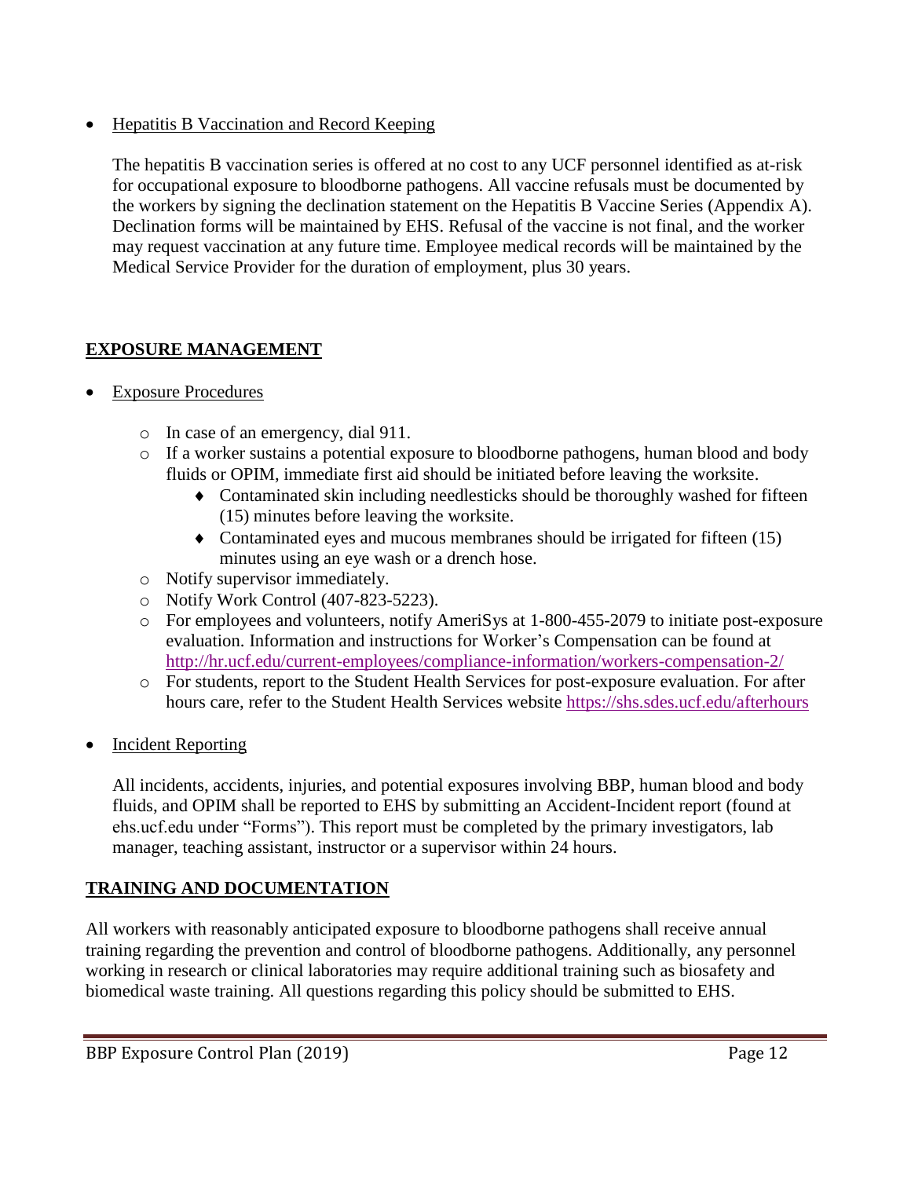- Hepatitis B Vaccination and Record Keeping

  The hepatitis B vaccination series is offered at no cost to any UCF personnel identified as at-risk for occupational exposure to bloodborne pathogens. All vaccine refusals must be documented by the workers by signing the declination statement on the Hepatitis B Vaccine Series (Appendix A). Declination forms will be maintained by EHS. Refusal of the vaccine is not final, and the worker may request vaccination at any future time. Employee medical records will be maintained by the Medical Service Provider for the duration of employment, plus 30 years.

## EXPOSURE MANAGEMENT

- Exposure Procedures
  - In case of an emergency, dial 911.
  - If a worker sustains a potential exposure to bloodborne pathogens, human blood and body fluids or OPIM, immediate first aid should be initiated before leaving the worksite.
    - Contaminated skin including needlesticks should be thoroughly washed for fifteen (15) minutes before leaving the worksite.
    - Contaminated eyes and mucous membranes should be irrigated for fifteen (15) minutes using an eye wash or a drench hose.
  - Notify supervisor immediately.
  - Notify Work Control (407-823-5223).
  - For employees and volunteers, notify AmeriSys at 1-800-455-2079 to initiate post-exposure evaluation. Information and instructions for Worker's Compensation can be found at http://hr.ucf.edu/current-employees/compliance-information/workers-compensation-2/
  - For students, report to the Student Health Services for post-exposure evaluation. For after hours care, refer to the Student Health Services website https://shs.sdes.ucf.edu/afterhours

- Incident Reporting

  All incidents, accidents, injuries, and potential exposures involving BBP, human blood and body fluids, and OPIM shall be reported to EHS by submitting an Accident-Incident report (found at ehs.ucf.edu under "Forms"). This report must be completed by the primary investigators, lab manager, teaching assistant, instructor or a supervisor within 24 hours.

## TRAINING AND DOCUMENTATION

All workers with reasonably anticipated exposure to bloodborne pathogens shall receive annual training regarding the prevention and control of bloodborne pathogens. Additionally, any personnel working in research or clinical laboratories may require additional training such as biosafety and biomedical waste training. All questions regarding this policy should be submitted to EHS.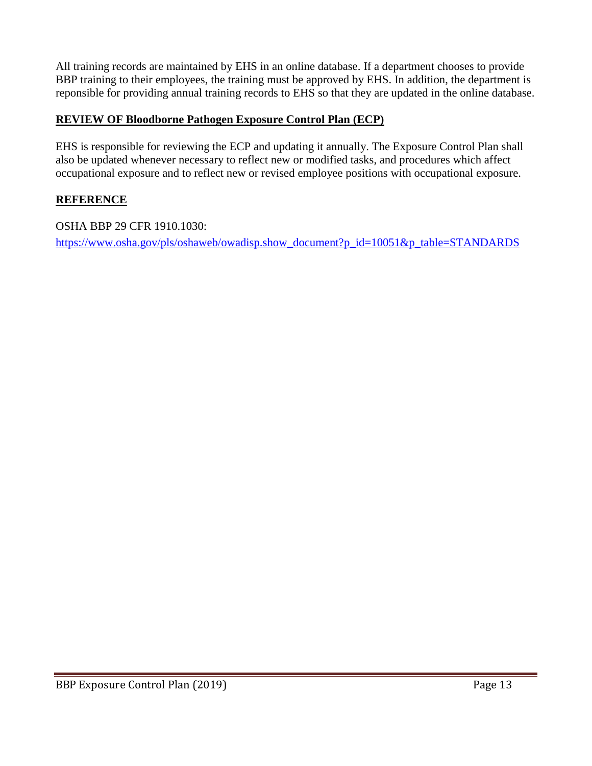All training records are maintained by EHS in an online database. If a department chooses to provide BBP training to their employees, the training must be approved by EHS. In addition, the department is reponsible for providing annual training records to EHS so that they are updated in the online database.

## **REVIEW OF Bloodborne Pathogen Exposure Control Plan (ECP)**

EHS is responsible for reviewing the ECP and updating it annually. The Exposure Control Plan shall also be updated whenever necessary to reflect new or modified tasks, and procedures which affect occupational exposure and to reflect new or revised employee positions with occupational exposure.

## **REFERENCE**

OSHA BBP 29 CFR 1910.1030:
[https://www.osha.gov/pls/oshaweb/owadisp.show_document?p_id=10051&p_table=STANDARDS](https://www.osha.gov/pls/oshaweb/owadisp.show_document?p_id=10051&p_table=STANDARDS)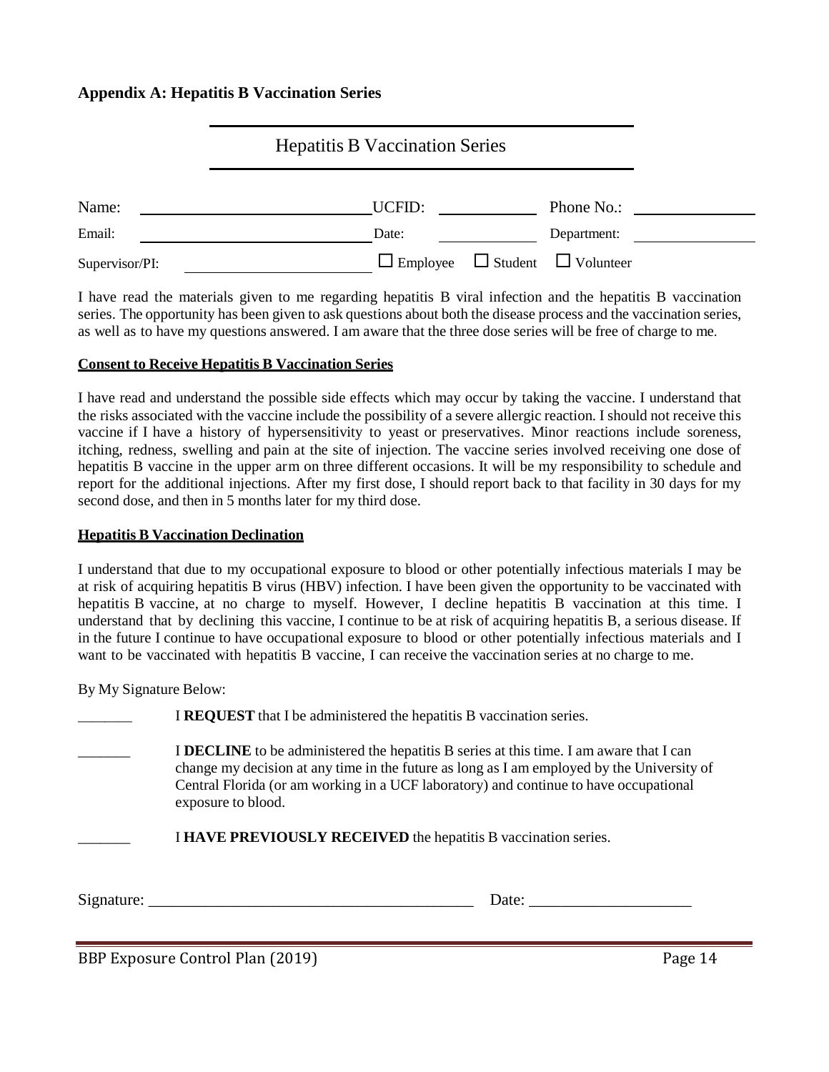## Appendix A: Hepatitis B Vaccination Series

### Hepatitis B Vaccination Series

| | | | | | |
|---|---|---|---|---|---|
| Name: | | UCFID: | | Phone No.: | |
| Email: | | Date: | | Department: | |
| Supervisor/PI: | | ☐ Employee | ☐ Student | ☐ Volunteer | |

I have read the materials given to me regarding hepatitis B viral infection and the hepatitis B vaccination series. The opportunity has been given to ask questions about both the disease process and the vaccination series, as well as to have my questions answered. I am aware that the three dose series will be free of charge to me.

**Consent to Receive Hepatitis B Vaccination Series**

I have read and understand the possible side effects which may occur by taking the vaccine. I understand that the risks associated with the vaccine include the possibility of a severe allergic reaction. I should not receive this vaccine if I have a history of hypersensitivity to yeast or preservatives. Minor reactions include soreness, itching, redness, swelling and pain at the site of injection. The vaccine series involved receiving one dose of hepatitis B vaccine in the upper arm on three different occasions. It will be my responsibility to schedule and report for the additional injections. After my first dose, I should report back to that facility in 30 days for my second dose, and then in 5 months later for my third dose.

**Hepatitis B Vaccination Declination**

I understand that due to my occupational exposure to blood or other potentially infectious materials I may be at risk of acquiring hepatitis B virus (HBV) infection. I have been given the opportunity to be vaccinated with hepatitis B vaccine, at no charge to myself. However, I decline hepatitis B vaccination at this time. I understand that by declining this vaccine, I continue to be at risk of acquiring hepatitis B, a serious disease. If in the future I continue to have occupational exposure to blood or other potentially infectious materials and I want to be vaccinated with hepatitis B vaccine, I can receive the vaccination series at no charge to me.

By My Signature Below:

_______ I **REQUEST** that I be administered the hepatitis B vaccination series.

_______ I **DECLINE** to be administered the hepatitis B series at this time. I am aware that I can change my decision at any time in the future as long as I am employed by the University of Central Florida (or am working in a UCF laboratory) and continue to have occupational exposure to blood.

_______ I **HAVE PREVIOUSLY RECEIVED** the hepatitis B vaccination series.

Signature: ________________________________________ Date: ____________________